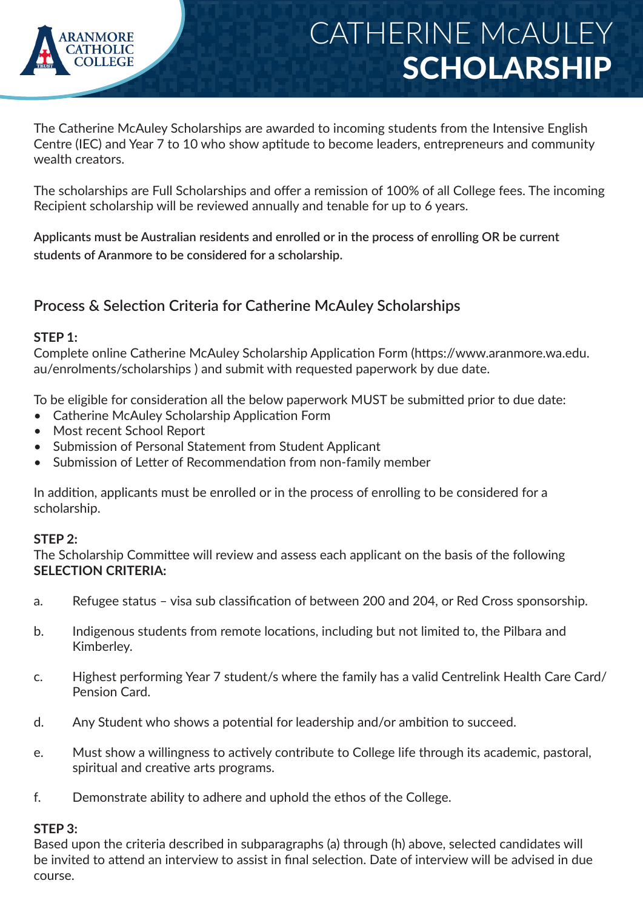# CATHERINE McAULEY SCHOLARSHIP

The Catherine McAuley Scholarships are awarded to incoming students from the Intensive English Centre (IEC) and Year 7 to 10 who show aptitude to become leaders, entrepreneurs and community wealth creators.

The scholarships are Full Scholarships and offer a remission of 100% of all College fees. The incoming Recipient scholarship will be reviewed annually and tenable for up to 6 years.

**Applicants must be Australian residents and enrolled or in the process of enrolling OR be current students of Aranmore to be considered for a scholarship.**

## Process & Selection Criteria for Catherine McAuley Scholarships

**STEP 1:**
Complete online Catherine McAuley Scholarship Application Form (https://www.aranmore.wa.edu.au/enrolments/scholarships ) and submit with requested paperwork by due date.

To be eligible for consideration all the below paperwork MUST be submitted prior to due date:

- Catherine McAuley Scholarship Application Form
- Most recent School Report
- Submission of Personal Statement from Student Applicant
- Submission of Letter of Recommendation from non-family member

In addition, applicants must be enrolled or in the process of enrolling to be considered for a scholarship.

**STEP 2:**
The Scholarship Committee will review and assess each applicant on the basis of the following **SELECTION CRITERIA:**

a. Refugee status – visa sub classification of between 200 and 204, or Red Cross sponsorship.

b. Indigenous students from remote locations, including but not limited to, the Pilbara and Kimberley.

c. Highest performing Year 7 student/s where the family has a valid Centrelink Health Care Card/ Pension Card.

d. Any Student who shows a potential for leadership and/or ambition to succeed.

e. Must show a willingness to actively contribute to College life through its academic, pastoral, spiritual and creative arts programs.

f. Demonstrate ability to adhere and uphold the ethos of the College.

**STEP 3:**
Based upon the criteria described in subparagraphs (a) through (h) above, selected candidates will be invited to attend an interview to assist in final selection. Date of interview will be advised in due course.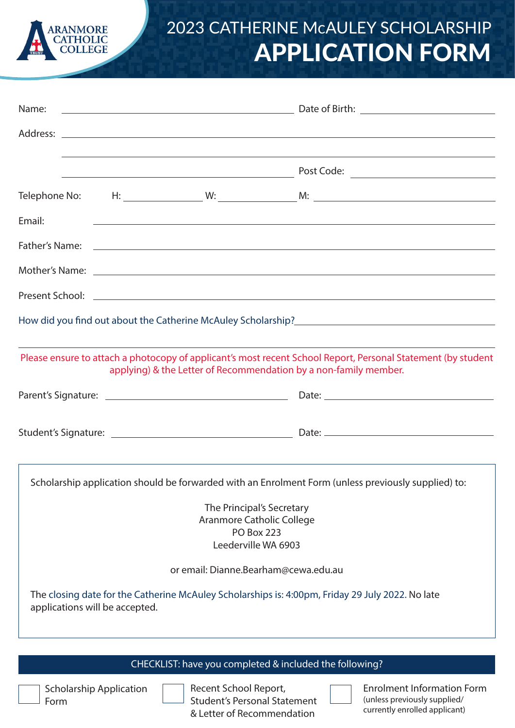ARANMORE CATHOLIC COLLEGE

# 2023 CATHERINE McAULEY SCHOLARSHIP APPLICATION FORM

Name: ______________________________ Date of Birth: ____________________

Address: ____________________________________________________________

____________________________________________________________

______________________________ Post Code: ____________________

Telephone No: H: ____________ W: ____________ M: ____________________

Email: ____________________________________________________________

Father's Name: ____________________________________________________________

Mother's Name: ____________________________________________________________

Present School: ____________________________________________________________

How did you find out about the Catherine McAuley Scholarship? ______________________________

____________________________________________________________

Please ensure to attach a photocopy of applicant's most recent School Report, Personal Statement (by student applying) & the Letter of Recommendation by a non-family member.

Parent's Signature: ______________________________ Date: ____________________

Student's Signature: ______________________________ Date: ____________________

Scholarship application should be forwarded with an Enrolment Form (unless previously supplied) to:

The Principal's Secretary
Aranmore Catholic College
PO Box 223
Leederville WA 6903

or email: Dianne.Bearham@cewa.edu.au

The closing date for the Catherine McAuley Scholarships is: 4:00pm, Friday 29 July 2022. No late applications will be accepted.

**CHECKLIST: have you completed & included the following?**

- ☐ Scholarship Application Form
- ☐ Recent School Report, Student's Personal Statement & Letter of Recommendation
- ☐ Enrolment Information Form (unless previously supplied/ currently enrolled applicant)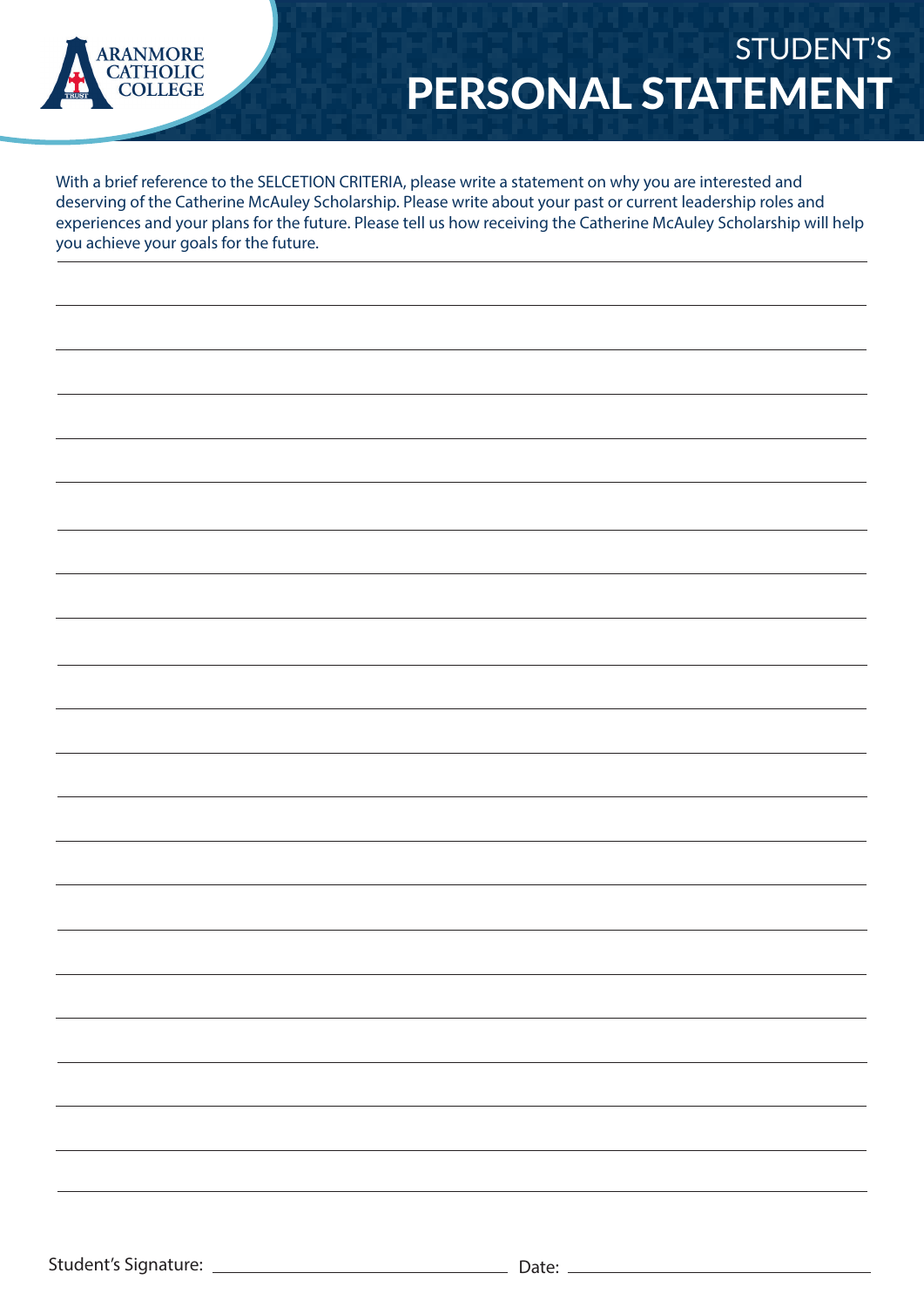ARANMORE CATHOLIC COLLEGE

# STUDENT'S PERSONAL STATEMENT

With a brief reference to the SELCETION CRITERIA, please write a statement on why you are interested and deserving of the Catherine McAuley Scholarship. Please write about your past or current leadership roles and experiences and your plans for the future. Please tell us how receiving the Catherine McAuley Scholarship will help you achieve your goals for the future.

Student's Signature: ______________________ Date: ______________________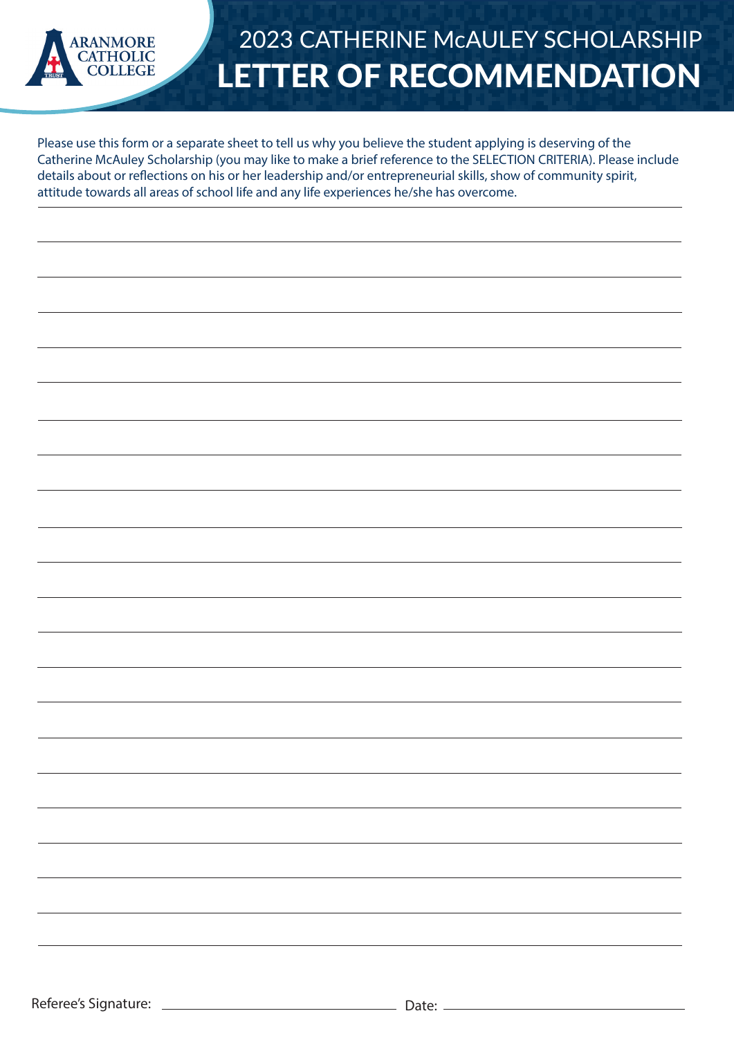ARANMORE CATHOLIC COLLEGE

# 2023 CATHERINE McAULEY SCHOLARSHIP
# LETTER OF RECOMMENDATION

Please use this form or a separate sheet to tell us why you believe the student applying is deserving of the Catherine McAuley Scholarship (you may like to make a brief reference to the SELECTION CRITERIA). Please include details about or reflections on his or her leadership and/or entrepreneurial skills, show of community spirit, attitude towards all areas of school life and any life experiences he/she has overcome.

Referee's Signature: ______________________ Date: ______________________